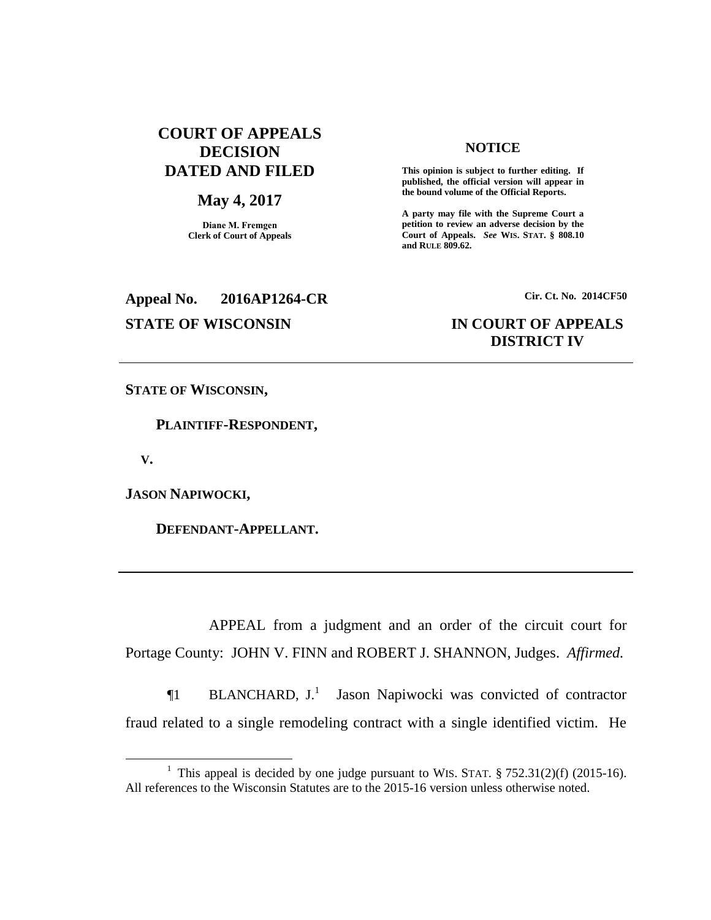**COURT OF APPEALS DECISION DATED AND FILED**

**May 4, 2017**

**Diane M. Fremgen**
**Clerk of Court of Appeals**

**NOTICE**

**This opinion is subject to further editing. If published, the official version will appear in the bound volume of the Official Reports.**

**A party may file with the Supreme Court a petition to review an adverse decision by the Court of Appeals.** ***See*** **WIS. STAT. § 808.10 and RULE 809.62.**

**Appeal No. 2016AP1264-CR** — **Cir. Ct. No. 2014CF50**

**STATE OF WISCONSIN** — **IN COURT OF APPEALS DISTRICT IV**

---

**STATE OF WISCONSIN,**

**PLAINTIFF-RESPONDENT,**

**V.**

**JASON NAPIWOCKI,**

**DEFENDANT-APPELLANT.**

---

APPEAL from a judgment and an order of the circuit court for Portage County: JOHN V. FINN and ROBERT J. SHANNON, Judges. *Affirmed.*

¶1 BLANCHARD, J.[1] Jason Napiwocki was convicted of contractor fraud related to a single remodeling contract with a single identified victim. He

---

[1] This appeal is decided by one judge pursuant to WIS. STAT. § 752.31(2)(f) (2015-16). All references to the Wisconsin Statutes are to the 2015-16 version unless otherwise noted.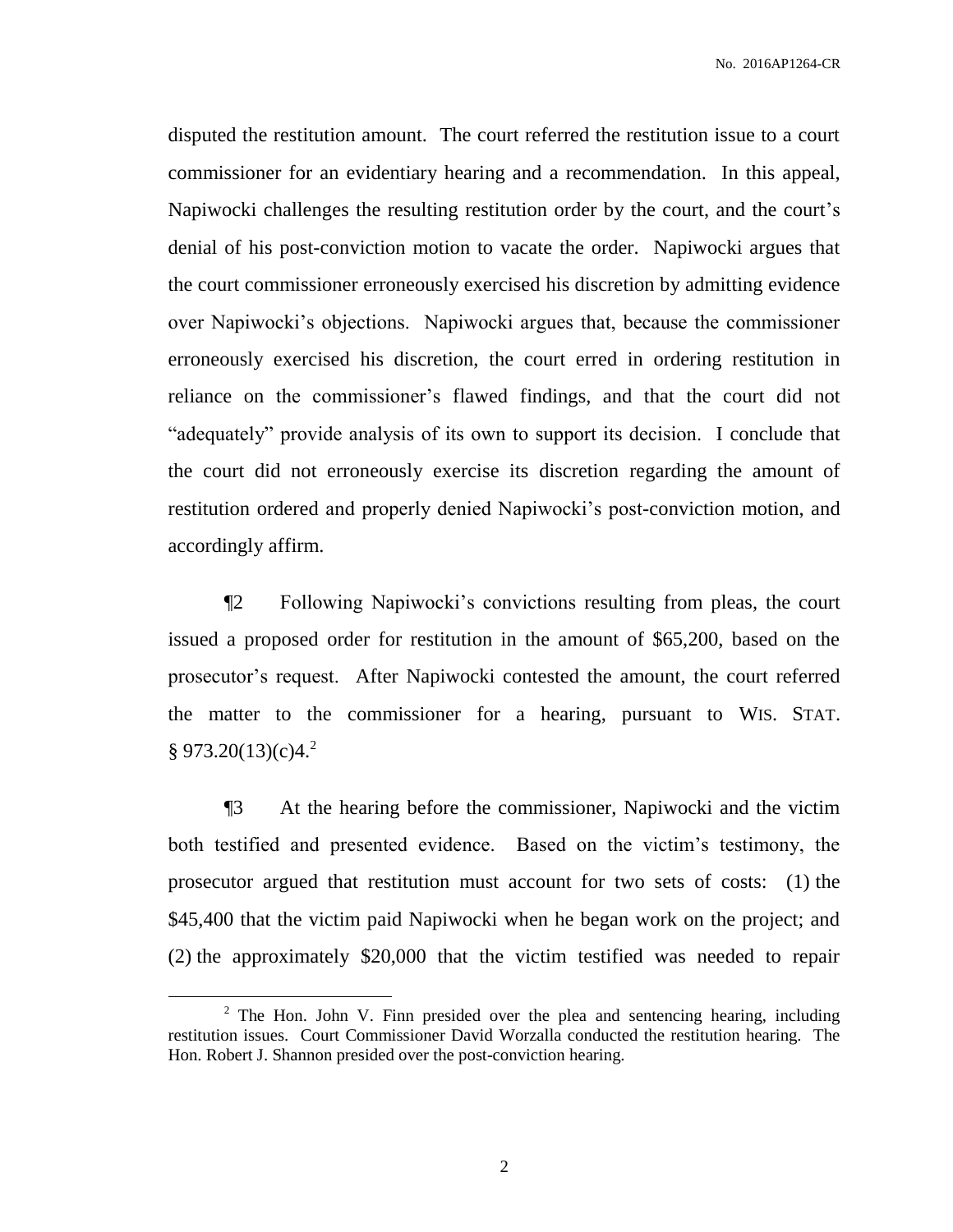disputed the restitution amount. The court referred the restitution issue to a court commissioner for an evidentiary hearing and a recommendation. In this appeal, Napiwocki challenges the resulting restitution order by the court, and the court's denial of his post-conviction motion to vacate the order. Napiwocki argues that the court commissioner erroneously exercised his discretion by admitting evidence over Napiwocki's objections. Napiwocki argues that, because the commissioner erroneously exercised his discretion, the court erred in ordering restitution in reliance on the commissioner's flawed findings, and that the court did not "adequately" provide analysis of its own to support its decision. I conclude that the court did not erroneously exercise its discretion regarding the amount of restitution ordered and properly denied Napiwocki's post-conviction motion, and accordingly affirm.

¶2 Following Napiwocki's convictions resulting from pleas, the court issued a proposed order for restitution in the amount of $65,200, based on the prosecutor's request. After Napiwocki contested the amount, the court referred the matter to the commissioner for a hearing, pursuant to WIS. STAT. § 973.20(13)(c)4.[2]

¶3 At the hearing before the commissioner, Napiwocki and the victim both testified and presented evidence. Based on the victim's testimony, the prosecutor argued that restitution must account for two sets of costs: (1) the $45,400 that the victim paid Napiwocki when he began work on the project; and (2) the approximately $20,000 that the victim testified was needed to repair

[2] The Hon. John V. Finn presided over the plea and sentencing hearing, including restitution issues. Court Commissioner David Worzalla conducted the restitution hearing. The Hon. Robert J. Shannon presided over the post-conviction hearing.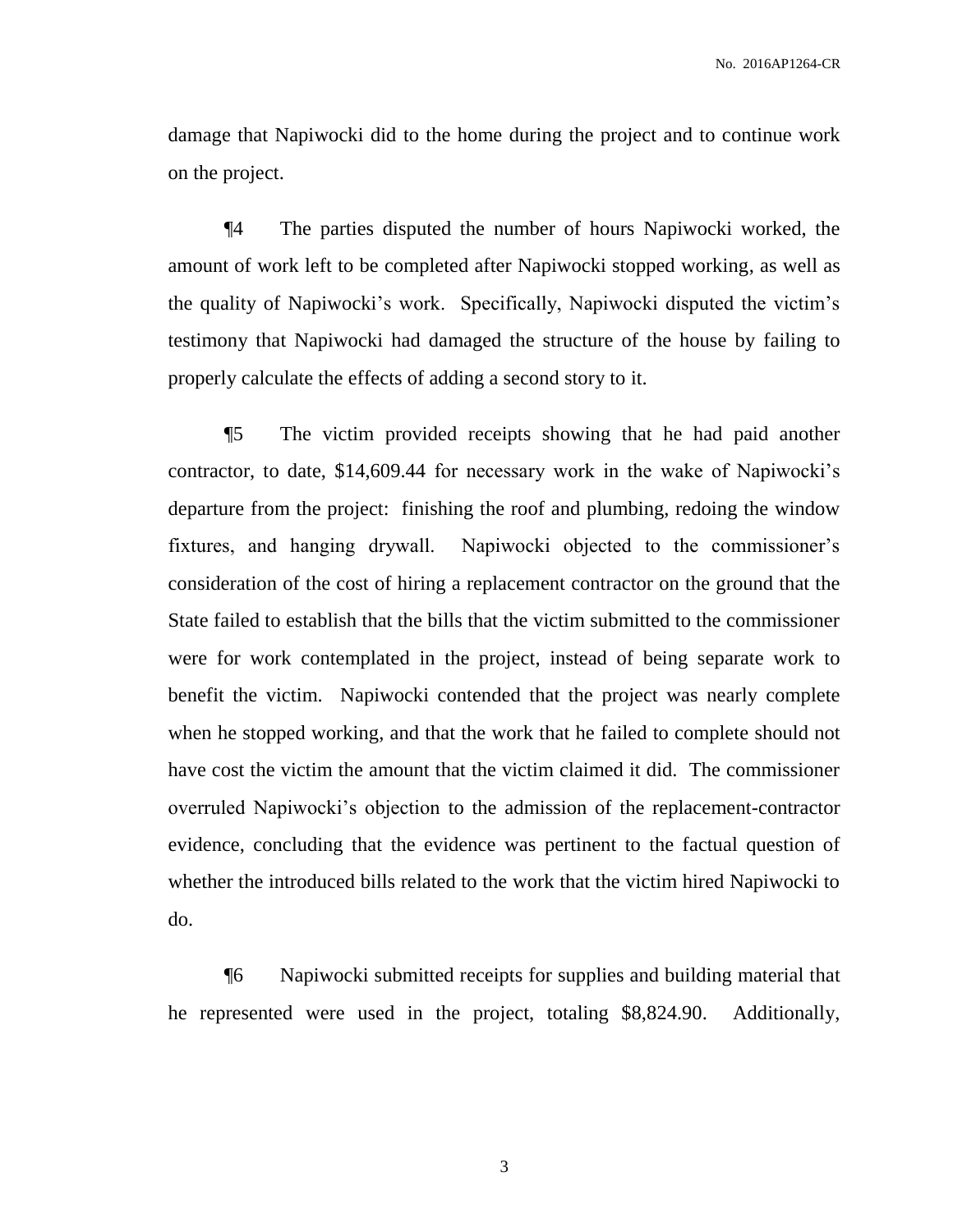damage that Napiwocki did to the home during the project and to continue work on the project.

¶4 The parties disputed the number of hours Napiwocki worked, the amount of work left to be completed after Napiwocki stopped working, as well as the quality of Napiwocki's work. Specifically, Napiwocki disputed the victim's testimony that Napiwocki had damaged the structure of the house by failing to properly calculate the effects of adding a second story to it.

¶5 The victim provided receipts showing that he had paid another contractor, to date, $14,609.44 for necessary work in the wake of Napiwocki's departure from the project: finishing the roof and plumbing, redoing the window fixtures, and hanging drywall. Napiwocki objected to the commissioner's consideration of the cost of hiring a replacement contractor on the ground that the State failed to establish that the bills that the victim submitted to the commissioner were for work contemplated in the project, instead of being separate work to benefit the victim. Napiwocki contended that the project was nearly complete when he stopped working, and that the work that he failed to complete should not have cost the victim the amount that the victim claimed it did. The commissioner overruled Napiwocki's objection to the admission of the replacement-contractor evidence, concluding that the evidence was pertinent to the factual question of whether the introduced bills related to the work that the victim hired Napiwocki to do.

¶6 Napiwocki submitted receipts for supplies and building material that he represented were used in the project, totaling $8,824.90. Additionally,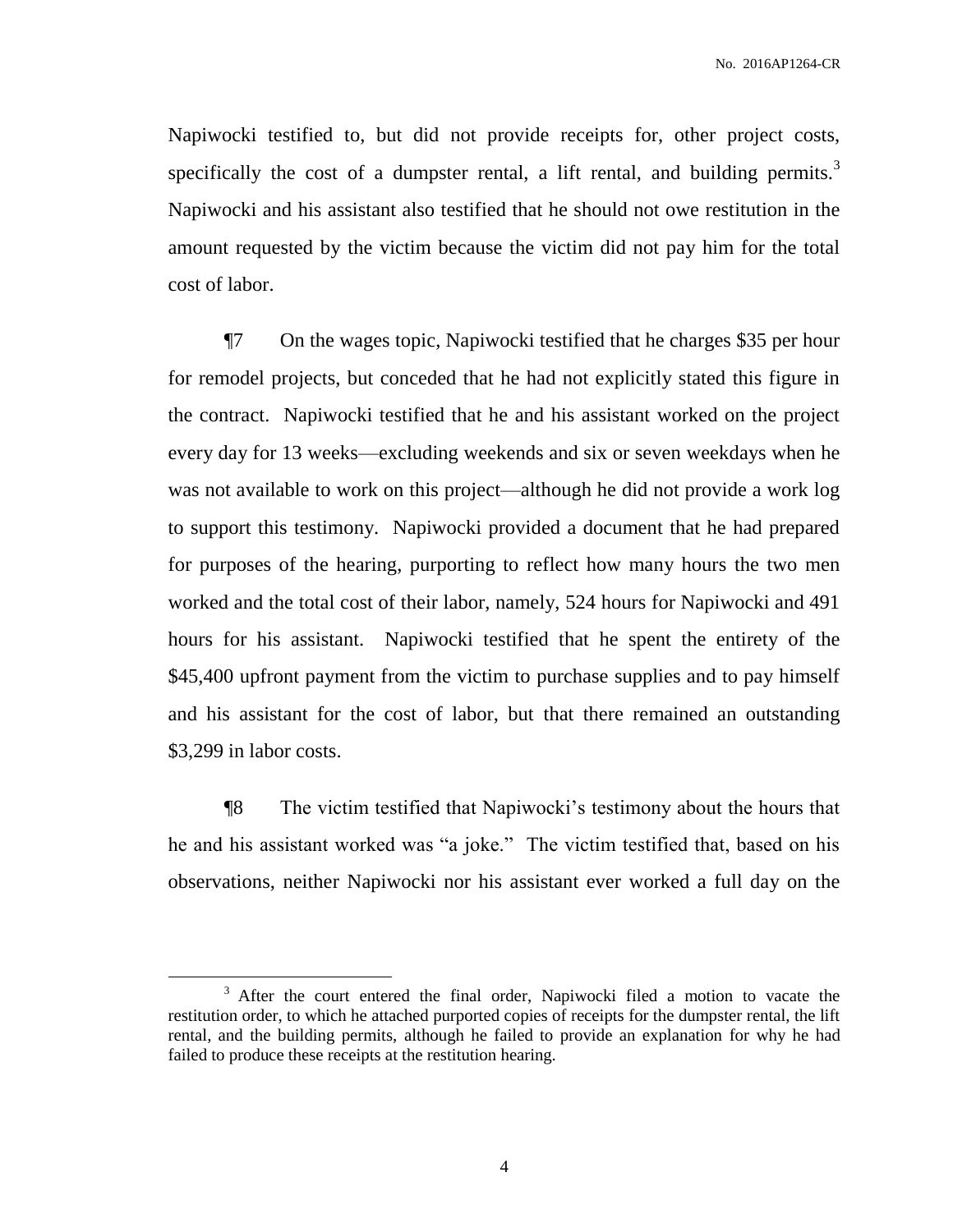Napiwocki testified to, but did not provide receipts for, other project costs, specifically the cost of a dumpster rental, a lift rental, and building permits.[3] Napiwocki and his assistant also testified that he should not owe restitution in the amount requested by the victim because the victim did not pay him for the total cost of labor.

¶7 On the wages topic, Napiwocki testified that he charges $35 per hour for remodel projects, but conceded that he had not explicitly stated this figure in the contract. Napiwocki testified that he and his assistant worked on the project every day for 13 weeks—excluding weekends and six or seven weekdays when he was not available to work on this project—although he did not provide a work log to support this testimony. Napiwocki provided a document that he had prepared for purposes of the hearing, purporting to reflect how many hours the two men worked and the total cost of their labor, namely, 524 hours for Napiwocki and 491 hours for his assistant. Napiwocki testified that he spent the entirety of the $45,400 upfront payment from the victim to purchase supplies and to pay himself and his assistant for the cost of labor, but that there remained an outstanding $3,299 in labor costs.

¶8 The victim testified that Napiwocki's testimony about the hours that he and his assistant worked was "a joke." The victim testified that, based on his observations, neither Napiwocki nor his assistant ever worked a full day on the

[3] After the court entered the final order, Napiwocki filed a motion to vacate the restitution order, to which he attached purported copies of receipts for the dumpster rental, the lift rental, and the building permits, although he failed to provide an explanation for why he had failed to produce these receipts at the restitution hearing.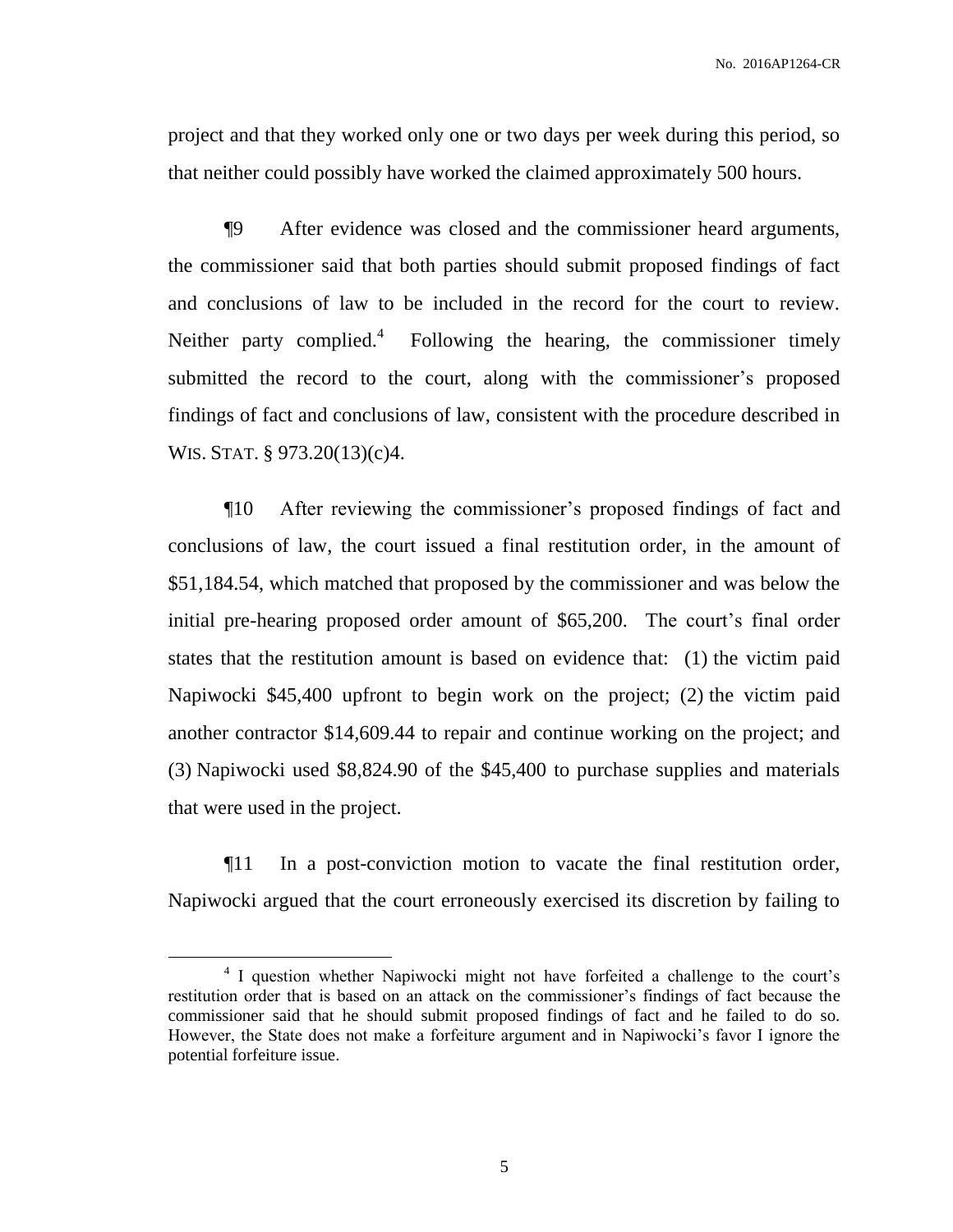project and that they worked only one or two days per week during this period, so that neither could possibly have worked the claimed approximately 500 hours.

¶9 After evidence was closed and the commissioner heard arguments, the commissioner said that both parties should submit proposed findings of fact and conclusions of law to be included in the record for the court to review. Neither party complied.[4] Following the hearing, the commissioner timely submitted the record to the court, along with the commissioner's proposed findings of fact and conclusions of law, consistent with the procedure described in WIS. STAT. § 973.20(13)(c)4.

¶10 After reviewing the commissioner's proposed findings of fact and conclusions of law, the court issued a final restitution order, in the amount of $51,184.54, which matched that proposed by the commissioner and was below the initial pre-hearing proposed order amount of $65,200. The court's final order states that the restitution amount is based on evidence that: (1) the victim paid Napiwocki $45,400 upfront to begin work on the project; (2) the victim paid another contractor $14,609.44 to repair and continue working on the project; and (3) Napiwocki used $8,824.90 of the $45,400 to purchase supplies and materials that were used in the project.

¶11 In a post-conviction motion to vacate the final restitution order, Napiwocki argued that the court erroneously exercised its discretion by failing to

---

[4] I question whether Napiwocki might not have forfeited a challenge to the court's restitution order that is based on an attack on the commissioner's findings of fact because the commissioner said that he should submit proposed findings of fact and he failed to do so. However, the State does not make a forfeiture argument and in Napiwocki's favor I ignore the potential forfeiture issue.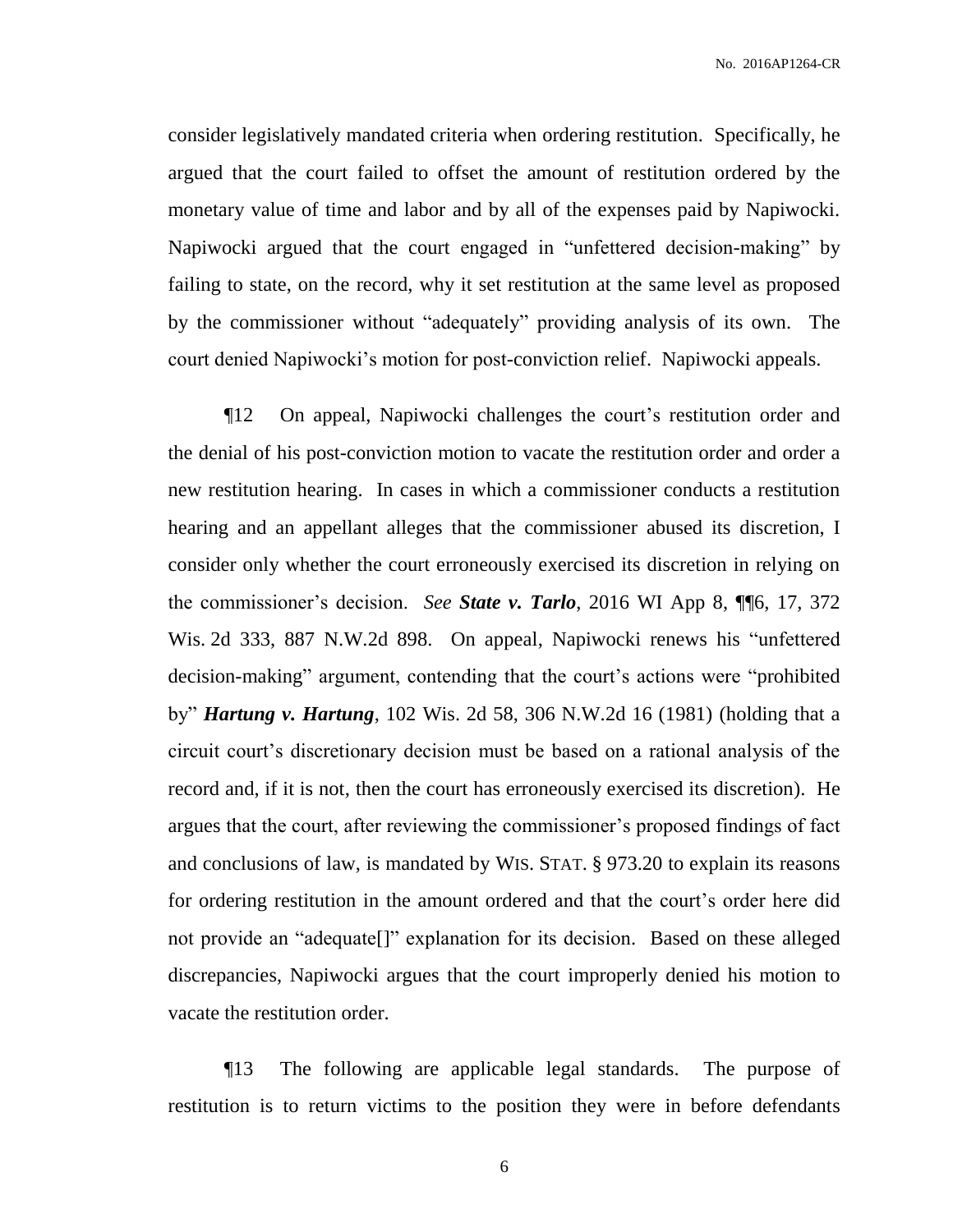consider legislatively mandated criteria when ordering restitution. Specifically, he argued that the court failed to offset the amount of restitution ordered by the monetary value of time and labor and by all of the expenses paid by Napiwocki. Napiwocki argued that the court engaged in "unfettered decision-making" by failing to state, on the record, why it set restitution at the same level as proposed by the commissioner without "adequately" providing analysis of its own. The court denied Napiwocki's motion for post-conviction relief. Napiwocki appeals.

¶12 On appeal, Napiwocki challenges the court's restitution order and the denial of his post-conviction motion to vacate the restitution order and order a new restitution hearing. In cases in which a commissioner conducts a restitution hearing and an appellant alleges that the commissioner abused its discretion, I consider only whether the court erroneously exercised its discretion in relying on the commissioner's decision. *See* ***State v. Tarlo***, 2016 WI App 8, ¶¶6, 17, 372 Wis. 2d 333, 887 N.W.2d 898. On appeal, Napiwocki renews his "unfettered decision-making" argument, contending that the court's actions were "prohibited by" ***Hartung v. Hartung***, 102 Wis. 2d 58, 306 N.W.2d 16 (1981) (holding that a circuit court's discretionary decision must be based on a rational analysis of the record and, if it is not, then the court has erroneously exercised its discretion). He argues that the court, after reviewing the commissioner's proposed findings of fact and conclusions of law, is mandated by WIS. STAT. § 973.20 to explain its reasons for ordering restitution in the amount ordered and that the court's order here did not provide an "adequate[]" explanation for its decision. Based on these alleged discrepancies, Napiwocki argues that the court improperly denied his motion to vacate the restitution order.

¶13 The following are applicable legal standards. The purpose of restitution is to return victims to the position they were in before defendants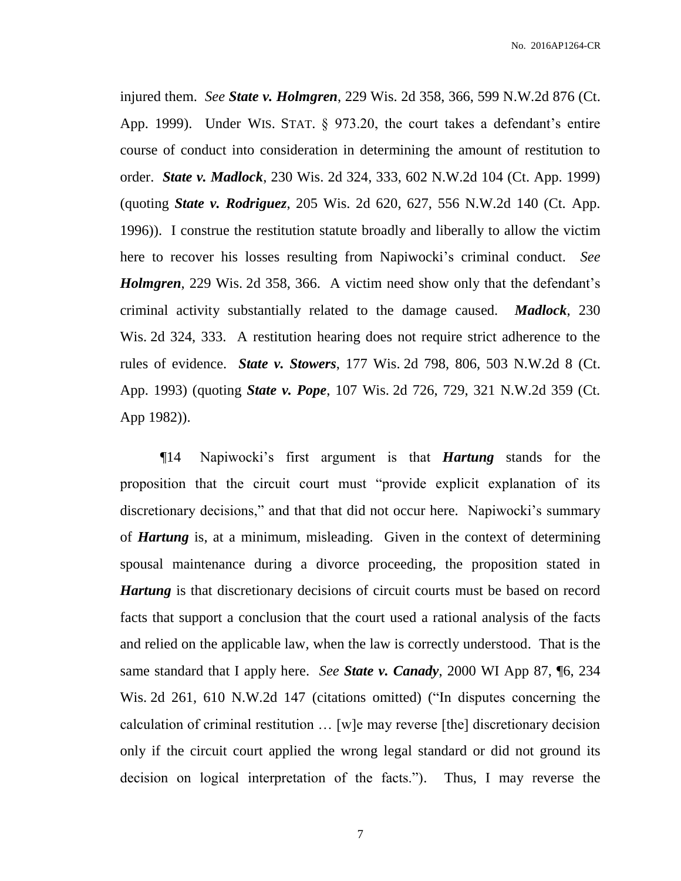injured them. *See* ***State v. Holmgren***, 229 Wis. 2d 358, 366, 599 N.W.2d 876 (Ct. App. 1999). Under WIS. STAT. § 973.20, the court takes a defendant's entire course of conduct into consideration in determining the amount of restitution to order. ***State v. Madlock***, 230 Wis. 2d 324, 333, 602 N.W.2d 104 (Ct. App. 1999) (quoting ***State v. Rodriguez***, 205 Wis. 2d 620, 627, 556 N.W.2d 140 (Ct. App. 1996)). I construe the restitution statute broadly and liberally to allow the victim here to recover his losses resulting from Napiwocki's criminal conduct. *See* ***Holmgren***, 229 Wis. 2d 358, 366. A victim need show only that the defendant's criminal activity substantially related to the damage caused. ***Madlock***, 230 Wis. 2d 324, 333. A restitution hearing does not require strict adherence to the rules of evidence. ***State v. Stowers***, 177 Wis. 2d 798, 806, 503 N.W.2d 8 (Ct. App. 1993) (quoting ***State v. Pope***, 107 Wis. 2d 726, 729, 321 N.W.2d 359 (Ct. App 1982)).

¶14 Napiwocki's first argument is that ***Hartung*** stands for the proposition that the circuit court must "provide explicit explanation of its discretionary decisions," and that that did not occur here. Napiwocki's summary of ***Hartung*** is, at a minimum, misleading. Given in the context of determining spousal maintenance during a divorce proceeding, the proposition stated in ***Hartung*** is that discretionary decisions of circuit courts must be based on record facts that support a conclusion that the court used a rational analysis of the facts and relied on the applicable law, when the law is correctly understood. That is the same standard that I apply here. *See* ***State v. Canady***, 2000 WI App 87, ¶6, 234 Wis. 2d 261, 610 N.W.2d 147 (citations omitted) ("In disputes concerning the calculation of criminal restitution … [w]e may reverse [the] discretionary decision only if the circuit court applied the wrong legal standard or did not ground its decision on logical interpretation of the facts."). Thus, I may reverse the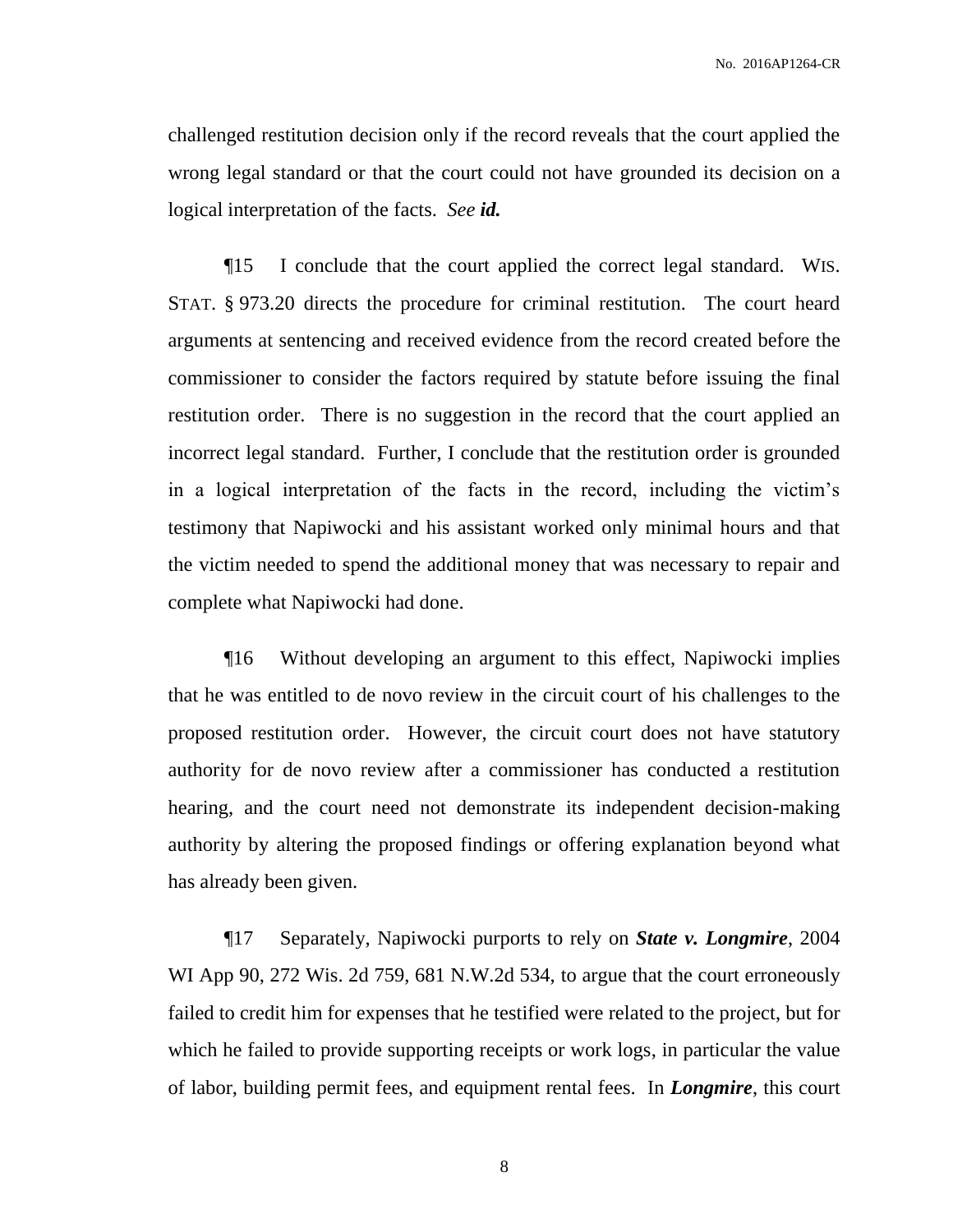challenged restitution decision only if the record reveals that the court applied the wrong legal standard or that the court could not have grounded its decision on a logical interpretation of the facts. *See **id.***

¶15 I conclude that the court applied the correct legal standard. WIS. STAT. § 973.20 directs the procedure for criminal restitution. The court heard arguments at sentencing and received evidence from the record created before the commissioner to consider the factors required by statute before issuing the final restitution order. There is no suggestion in the record that the court applied an incorrect legal standard. Further, I conclude that the restitution order is grounded in a logical interpretation of the facts in the record, including the victim's testimony that Napiwocki and his assistant worked only minimal hours and that the victim needed to spend the additional money that was necessary to repair and complete what Napiwocki had done.

¶16 Without developing an argument to this effect, Napiwocki implies that he was entitled to de novo review in the circuit court of his challenges to the proposed restitution order. However, the circuit court does not have statutory authority for de novo review after a commissioner has conducted a restitution hearing, and the court need not demonstrate its independent decision-making authority by altering the proposed findings or offering explanation beyond what has already been given.

¶17 Separately, Napiwocki purports to rely on ***State v. Longmire***, 2004 WI App 90, 272 Wis. 2d 759, 681 N.W.2d 534, to argue that the court erroneously failed to credit him for expenses that he testified were related to the project, but for which he failed to provide supporting receipts or work logs, in particular the value of labor, building permit fees, and equipment rental fees. In ***Longmire***, this court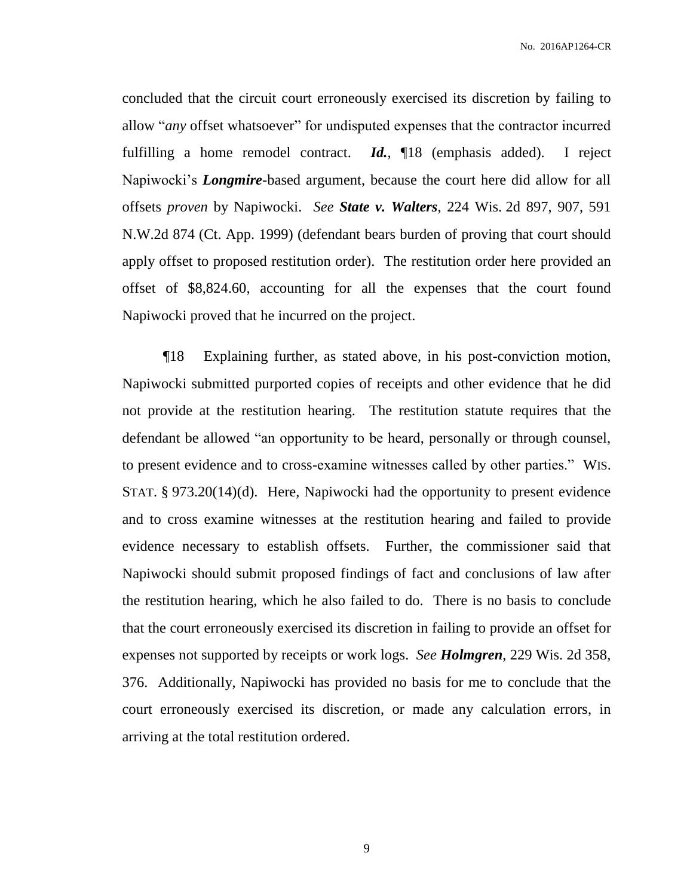concluded that the circuit court erroneously exercised its discretion by failing to allow "*any* offset whatsoever" for undisputed expenses that the contractor incurred fulfilling a home remodel contract. ***Id.***, ¶18 (emphasis added). I reject Napiwocki's ***Longmire***-based argument, because the court here did allow for all offsets *proven* by Napiwocki. *See* ***State v. Walters***, 224 Wis. 2d 897, 907, 591 N.W.2d 874 (Ct. App. 1999) (defendant bears burden of proving that court should apply offset to proposed restitution order). The restitution order here provided an offset of $8,824.60, accounting for all the expenses that the court found Napiwocki proved that he incurred on the project.

¶18 Explaining further, as stated above, in his post-conviction motion, Napiwocki submitted purported copies of receipts and other evidence that he did not provide at the restitution hearing. The restitution statute requires that the defendant be allowed "an opportunity to be heard, personally or through counsel, to present evidence and to cross-examine witnesses called by other parties." WIS. STAT. § 973.20(14)(d). Here, Napiwocki had the opportunity to present evidence and to cross examine witnesses at the restitution hearing and failed to provide evidence necessary to establish offsets. Further, the commissioner said that Napiwocki should submit proposed findings of fact and conclusions of law after the restitution hearing, which he also failed to do. There is no basis to conclude that the court erroneously exercised its discretion in failing to provide an offset for expenses not supported by receipts or work logs. *See* ***Holmgren***, 229 Wis. 2d 358, 376. Additionally, Napiwocki has provided no basis for me to conclude that the court erroneously exercised its discretion, or made any calculation errors, in arriving at the total restitution ordered.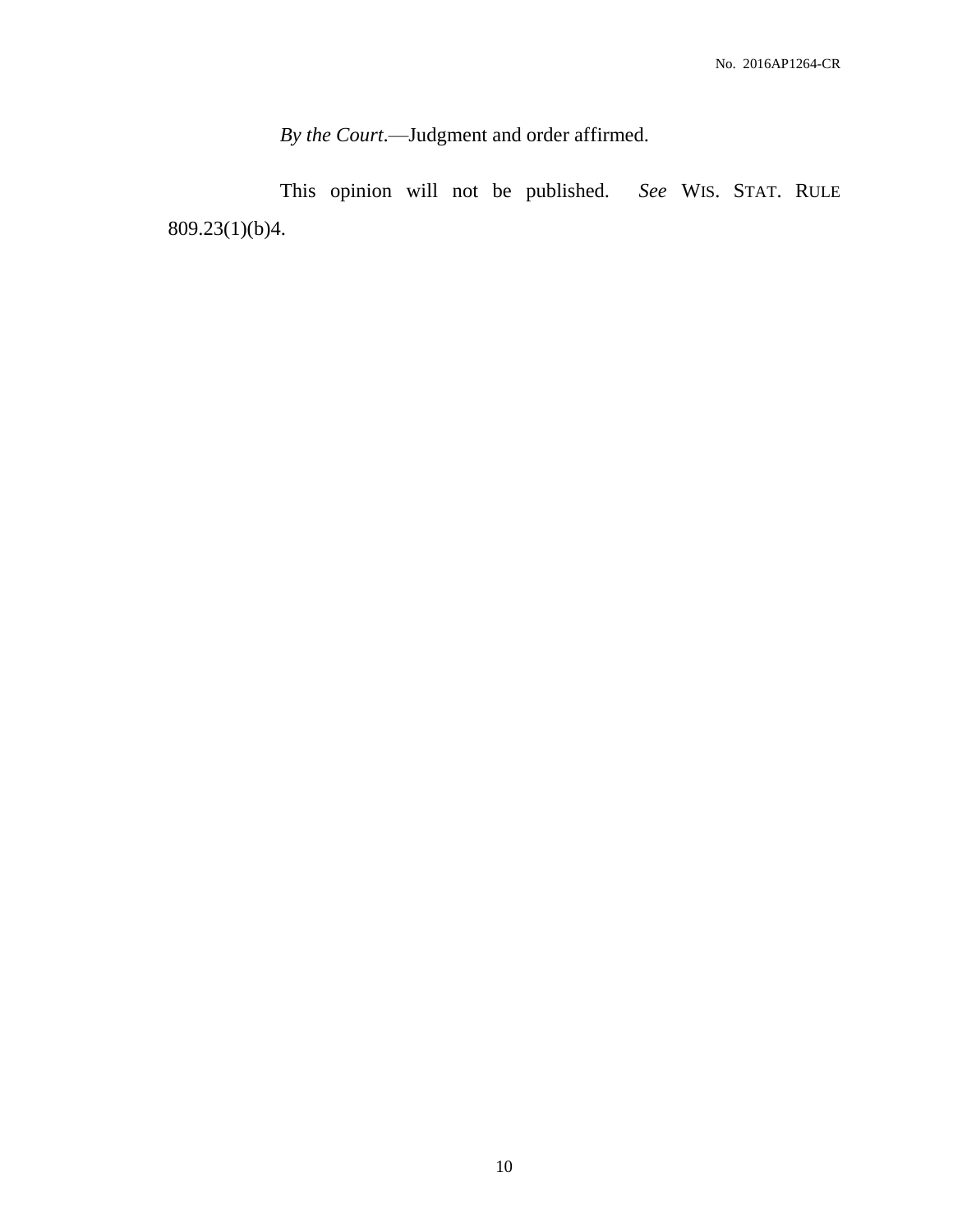*By the Court*.—Judgment and order affirmed.

This opinion will not be published. *See* WIS. STAT. RULE 809.23(1)(b)4.